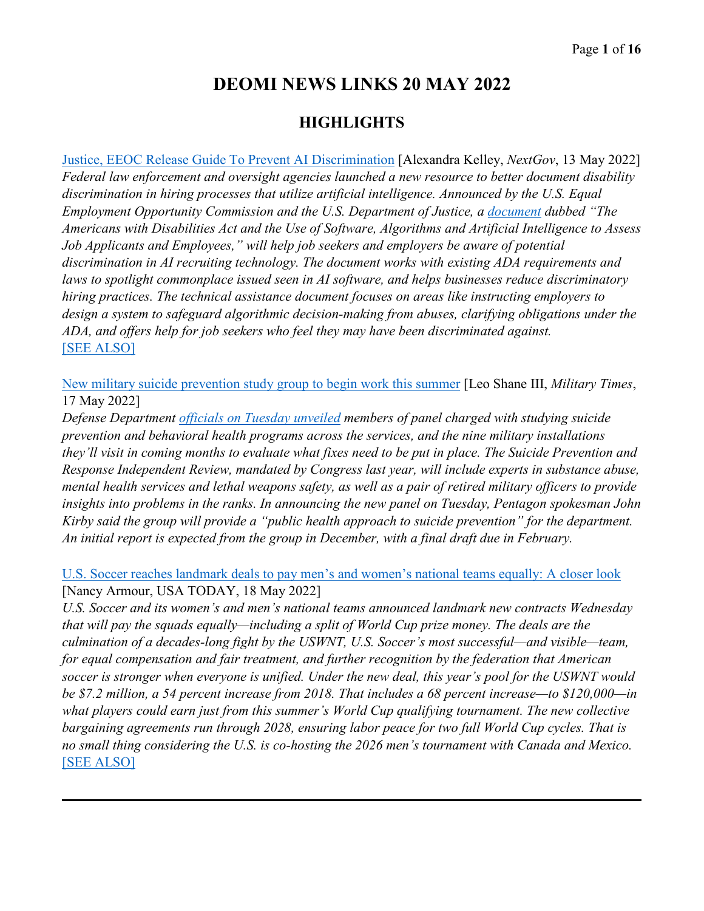# DEOMI NEWS LINKS 20 MAY 2022

## HIGHLIGHTS

[Justice, EEOC Release Guide To Prevent AI Discrimination] [Alexandra Kelley, *NextGov*, 13 May 2022]
*Federal law enforcement and oversight agencies launched a new resource to better document disability discrimination in hiring processes that utilize artificial intelligence. Announced by the U.S. Equal Employment Opportunity Commission and the U.S. Department of Justice, a [document] dubbed "The Americans with Disabilities Act and the Use of Software, Algorithms and Artificial Intelligence to Assess Job Applicants and Employees," will help job seekers and employers be aware of potential discrimination in AI recruiting technology. The document works with existing ADA requirements and laws to spotlight commonplace issued seen in AI software, and helps businesses reduce discriminatory hiring practices. The technical assistance document focuses on areas like instructing employers to design a system to safeguard algorithmic decision-making from abuses, clarifying obligations under the ADA, and offers help for job seekers who feel they may have been discriminated against.*
[SEE ALSO]

[New military suicide prevention study group to begin work this summer] [Leo Shane III, *Military Times*, 17 May 2022]
*Defense Department [officials on Tuesday unveiled] members of panel charged with studying suicide prevention and behavioral health programs across the services, and the nine military installations they'll visit in coming months to evaluate what fixes need to be put in place. The Suicide Prevention and Response Independent Review, mandated by Congress last year, will include experts in substance abuse, mental health services and lethal weapons safety, as well as a pair of retired military officers to provide insights into problems in the ranks. In announcing the new panel on Tuesday, Pentagon spokesman John Kirby said the group will provide a "public health approach to suicide prevention" for the department. An initial report is expected from the group in December, with a final draft due in February.*

[U.S. Soccer reaches landmark deals to pay men's and women's national teams equally: A closer look] [Nancy Armour, USA TODAY, 18 May 2022]
*U.S. Soccer and its women's and men's national teams announced landmark new contracts Wednesday that will pay the squads equally—including a split of World Cup prize money. The deals are the culmination of a decades-long fight by the USWNT, U.S. Soccer's most successful—and visible—team, for equal compensation and fair treatment, and further recognition by the federation that American soccer is stronger when everyone is unified. Under the new deal, this year's pool for the USWNT would be $7.2 million, a 54 percent increase from 2018. That includes a 68 percent increase—to $120,000—in what players could earn just from this summer's World Cup qualifying tournament. The new collective bargaining agreements run through 2028, ensuring labor peace for two full World Cup cycles. That is no small thing considering the U.S. is co-hosting the 2026 men's tournament with Canada and Mexico.*
[SEE ALSO]

---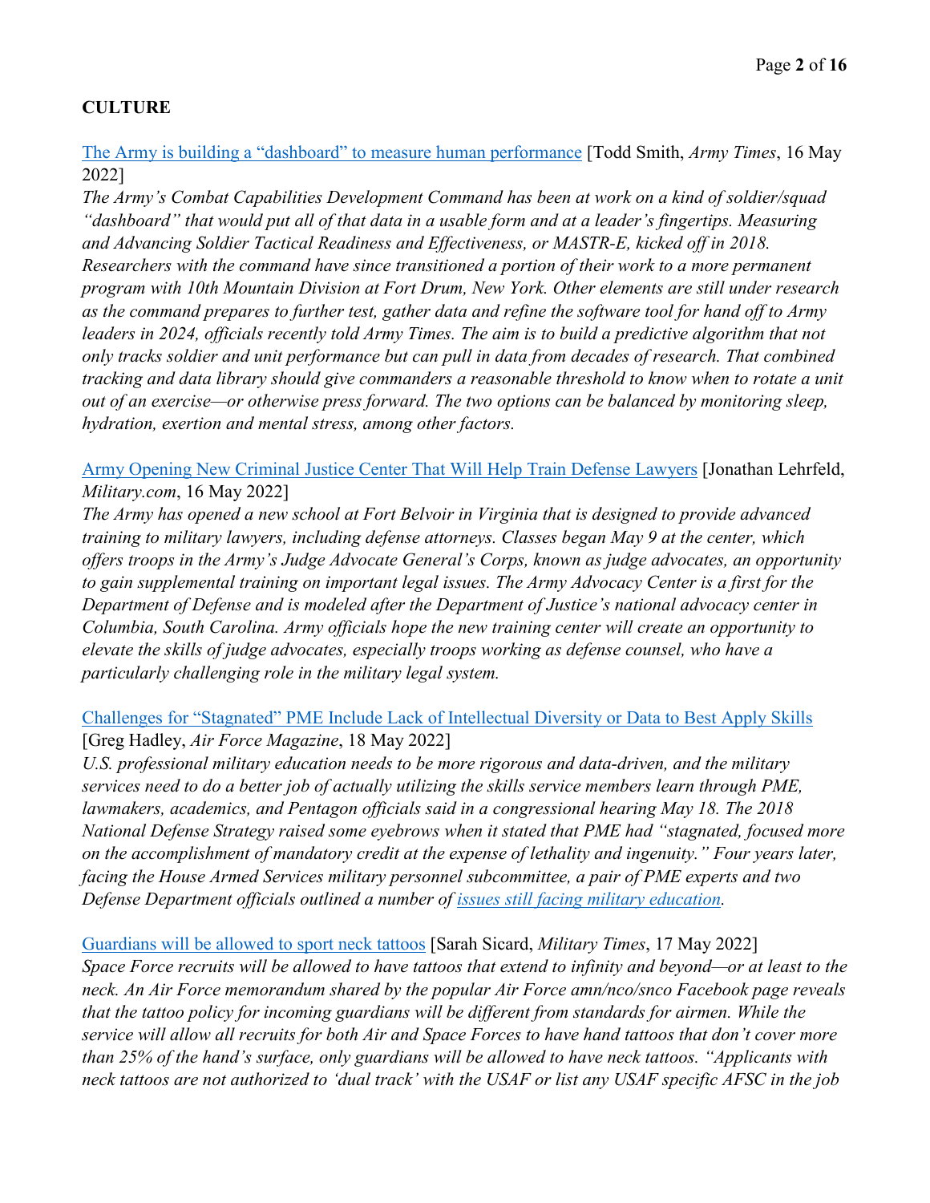## CULTURE

The Army is building a "dashboard" to measure human performance [Todd Smith, *Army Times*, 16 May 2022]
*The Army's Combat Capabilities Development Command has been at work on a kind of soldier/squad "dashboard" that would put all of that data in a usable form and at a leader's fingertips. Measuring and Advancing Soldier Tactical Readiness and Effectiveness, or MASTR-E, kicked off in 2018. Researchers with the command have since transitioned a portion of their work to a more permanent program with 10th Mountain Division at Fort Drum, New York. Other elements are still under research as the command prepares to further test, gather data and refine the software tool for hand off to Army leaders in 2024, officials recently told Army Times. The aim is to build a predictive algorithm that not only tracks soldier and unit performance but can pull in data from decades of research. That combined tracking and data library should give commanders a reasonable threshold to know when to rotate a unit out of an exercise—or otherwise press forward. The two options can be balanced by monitoring sleep, hydration, exertion and mental stress, among other factors.*

Army Opening New Criminal Justice Center That Will Help Train Defense Lawyers [Jonathan Lehrfeld, *Military.com*, 16 May 2022]
*The Army has opened a new school at Fort Belvoir in Virginia that is designed to provide advanced training to military lawyers, including defense attorneys. Classes began May 9 at the center, which offers troops in the Army's Judge Advocate General's Corps, known as judge advocates, an opportunity to gain supplemental training on important legal issues. The Army Advocacy Center is a first for the Department of Defense and is modeled after the Department of Justice's national advocacy center in Columbia, South Carolina. Army officials hope the new training center will create an opportunity to elevate the skills of judge advocates, especially troops working as defense counsel, who have a particularly challenging role in the military legal system.*

Challenges for "Stagnated" PME Include Lack of Intellectual Diversity or Data to Best Apply Skills [Greg Hadley, *Air Force Magazine*, 18 May 2022]
*U.S. professional military education needs to be more rigorous and data-driven, and the military services need to do a better job of actually utilizing the skills service members learn through PME, lawmakers, academics, and Pentagon officials said in a congressional hearing May 18. The 2018 National Defense Strategy raised some eyebrows when it stated that PME had "stagnated, focused more on the accomplishment of mandatory credit at the expense of lethality and ingenuity." Four years later, facing the House Armed Services military personnel subcommittee, a pair of PME experts and two Defense Department officials outlined a number of issues still facing military education.*

Guardians will be allowed to sport neck tattoos [Sarah Sicard, *Military Times*, 17 May 2022]
*Space Force recruits will be allowed to have tattoos that extend to infinity and beyond—or at least to the neck. An Air Force memorandum shared by the popular Air Force amn/nco/snco Facebook page reveals that the tattoo policy for incoming guardians will be different from standards for airmen. While the service will allow all recruits for both Air and Space Forces to have hand tattoos that don't cover more than 25% of the hand's surface, only guardians will be allowed to have neck tattoos. "Applicants with neck tattoos are not authorized to 'dual track' with the USAF or list any USAF specific AFSC in the job*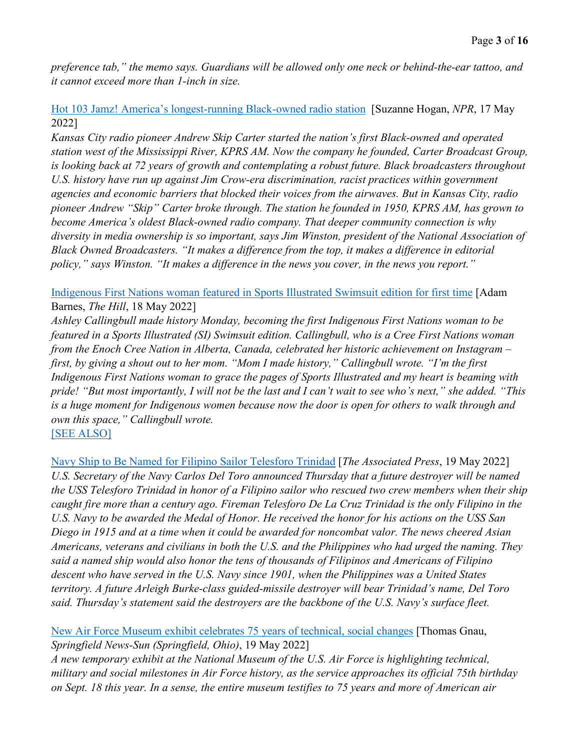*preference tab," the memo says. Guardians will be allowed only one neck or behind-the-ear tattoo, and it cannot exceed more than 1-inch in size.*

Hot 103 Jamz! America's longest-running Black-owned radio station [Suzanne Hogan, *NPR*, 17 May 2022]
*Kansas City radio pioneer Andrew Skip Carter started the nation's first Black-owned and operated station west of the Mississippi River, KPRS AM. Now the company he founded, Carter Broadcast Group, is looking back at 72 years of growth and contemplating a robust future. Black broadcasters throughout U.S. history have run up against Jim Crow-era discrimination, racist practices within government agencies and economic barriers that blocked their voices from the airwaves. But in Kansas City, radio pioneer Andrew "Skip" Carter broke through. The station he founded in 1950, KPRS AM, has grown to become America's oldest Black-owned radio company. That deeper community connection is why diversity in media ownership is so important, says Jim Winston, president of the National Association of Black Owned Broadcasters. "It makes a difference from the top, it makes a difference in editorial policy," says Winston. "It makes a difference in the news you cover, in the news you report."*

Indigenous First Nations woman featured in Sports Illustrated Swimsuit edition for first time [Adam Barnes, *The Hill*, 18 May 2022]
*Ashley Callingbull made history Monday, becoming the first Indigenous First Nations woman to be featured in a Sports Illustrated (SI) Swimsuit edition. Callingbull, who is a Cree First Nations woman from the Enoch Cree Nation in Alberta, Canada, celebrated her historic achievement on Instagram – first, by giving a shout out to her mom. "Mom I made history," Callingbull wrote. "I'm the first Indigenous First Nations woman to grace the pages of Sports Illustrated and my heart is beaming with pride! "But most importantly, I will not be the last and I can't wait to see who's next," she added. "This is a huge moment for Indigenous women because now the door is open for others to walk through and own this space," Callingbull wrote.*
[SEE ALSO]

Navy Ship to Be Named for Filipino Sailor Telesforo Trinidad [*The Associated Press*, 19 May 2022]
*U.S. Secretary of the Navy Carlos Del Toro announced Thursday that a future destroyer will be named the USS Telesforo Trinidad in honor of a Filipino sailor who rescued two crew members when their ship caught fire more than a century ago. Fireman Telesforo De La Cruz Trinidad is the only Filipino in the U.S. Navy to be awarded the Medal of Honor. He received the honor for his actions on the USS San Diego in 1915 and at a time when it could be awarded for noncombat valor. The news cheered Asian Americans, veterans and civilians in both the U.S. and the Philippines who had urged the naming. They said a named ship would also honor the tens of thousands of Filipinos and Americans of Filipino descent who have served in the U.S. Navy since 1901, when the Philippines was a United States territory. A future Arleigh Burke-class guided-missile destroyer will bear Trinidad's name, Del Toro said. Thursday's statement said the destroyers are the backbone of the U.S. Navy's surface fleet.*

New Air Force Museum exhibit celebrates 75 years of technical, social changes [Thomas Gnau, *Springfield News-Sun (Springfield, Ohio)*, 19 May 2022]
*A new temporary exhibit at the National Museum of the U.S. Air Force is highlighting technical, military and social milestones in Air Force history, as the service approaches its official 75th birthday on Sept. 18 this year. In a sense, the entire museum testifies to 75 years and more of American air*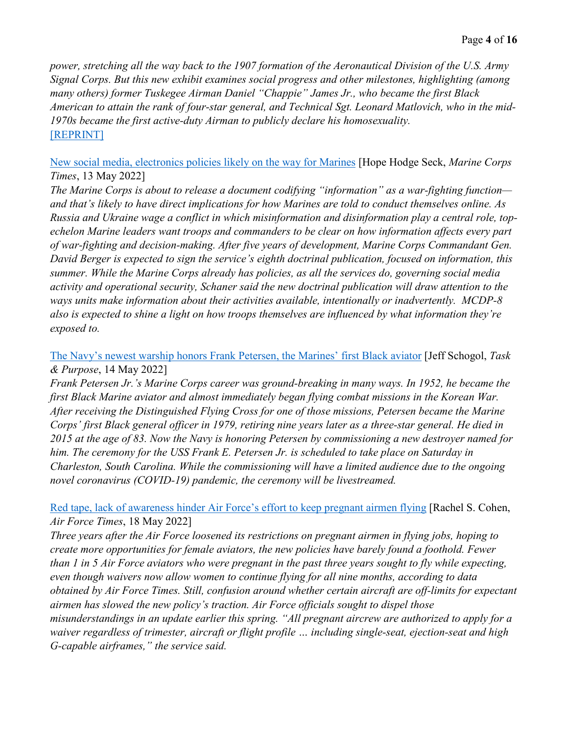*power, stretching all the way back to the 1907 formation of the Aeronautical Division of the U.S. Army Signal Corps. But this new exhibit examines social progress and other milestones, highlighting (among many others) former Tuskegee Airman Daniel "Chappie" James Jr., who became the first Black American to attain the rank of four-star general, and Technical Sgt. Leonard Matlovich, who in the mid-1970s became the first active-duty Airman to publicly declare his homosexuality.*
[REPRINT]

New social media, electronics policies likely on the way for Marines [Hope Hodge Seck, *Marine Corps Times*, 13 May 2022]
*The Marine Corps is about to release a document codifying "information" as a war-fighting function—and that's likely to have direct implications for how Marines are told to conduct themselves online. As Russia and Ukraine wage a conflict in which misinformation and disinformation play a central role, top-echelon Marine leaders want troops and commanders to be clear on how information affects every part of war-fighting and decision-making. After five years of development, Marine Corps Commandant Gen. David Berger is expected to sign the service's eighth doctrinal publication, focused on information, this summer. While the Marine Corps already has policies, as all the services do, governing social media activity and operational security, Schaner said the new doctrinal publication will draw attention to the ways units make information about their activities available, intentionally or inadvertently. MCDP-8 also is expected to shine a light on how troops themselves are influenced by what information they're exposed to.*

The Navy's newest warship honors Frank Petersen, the Marines' first Black aviator [Jeff Schogol, *Task & Purpose*, 14 May 2022]
*Frank Petersen Jr.'s Marine Corps career was ground-breaking in many ways. In 1952, he became the first Black Marine aviator and almost immediately began flying combat missions in the Korean War. After receiving the Distinguished Flying Cross for one of those missions, Petersen became the Marine Corps' first Black general officer in 1979, retiring nine years later as a three-star general. He died in 2015 at the age of 83. Now the Navy is honoring Petersen by commissioning a new destroyer named for him. The ceremony for the USS Frank E. Petersen Jr. is scheduled to take place on Saturday in Charleston, South Carolina. While the commissioning will have a limited audience due to the ongoing novel coronavirus (COVID-19) pandemic, the ceremony will be livestreamed.*

Red tape, lack of awareness hinder Air Force's effort to keep pregnant airmen flying [Rachel S. Cohen, *Air Force Times*, 18 May 2022]
*Three years after the Air Force loosened its restrictions on pregnant airmen in flying jobs, hoping to create more opportunities for female aviators, the new policies have barely found a foothold. Fewer than 1 in 5 Air Force aviators who were pregnant in the past three years sought to fly while expecting, even though waivers now allow women to continue flying for all nine months, according to data obtained by Air Force Times. Still, confusion around whether certain aircraft are off-limits for expectant airmen has slowed the new policy's traction. Air Force officials sought to dispel those misunderstandings in an update earlier this spring. "All pregnant aircrew are authorized to apply for a waiver regardless of trimester, aircraft or flight profile … including single-seat, ejection-seat and high G-capable airframes," the service said.*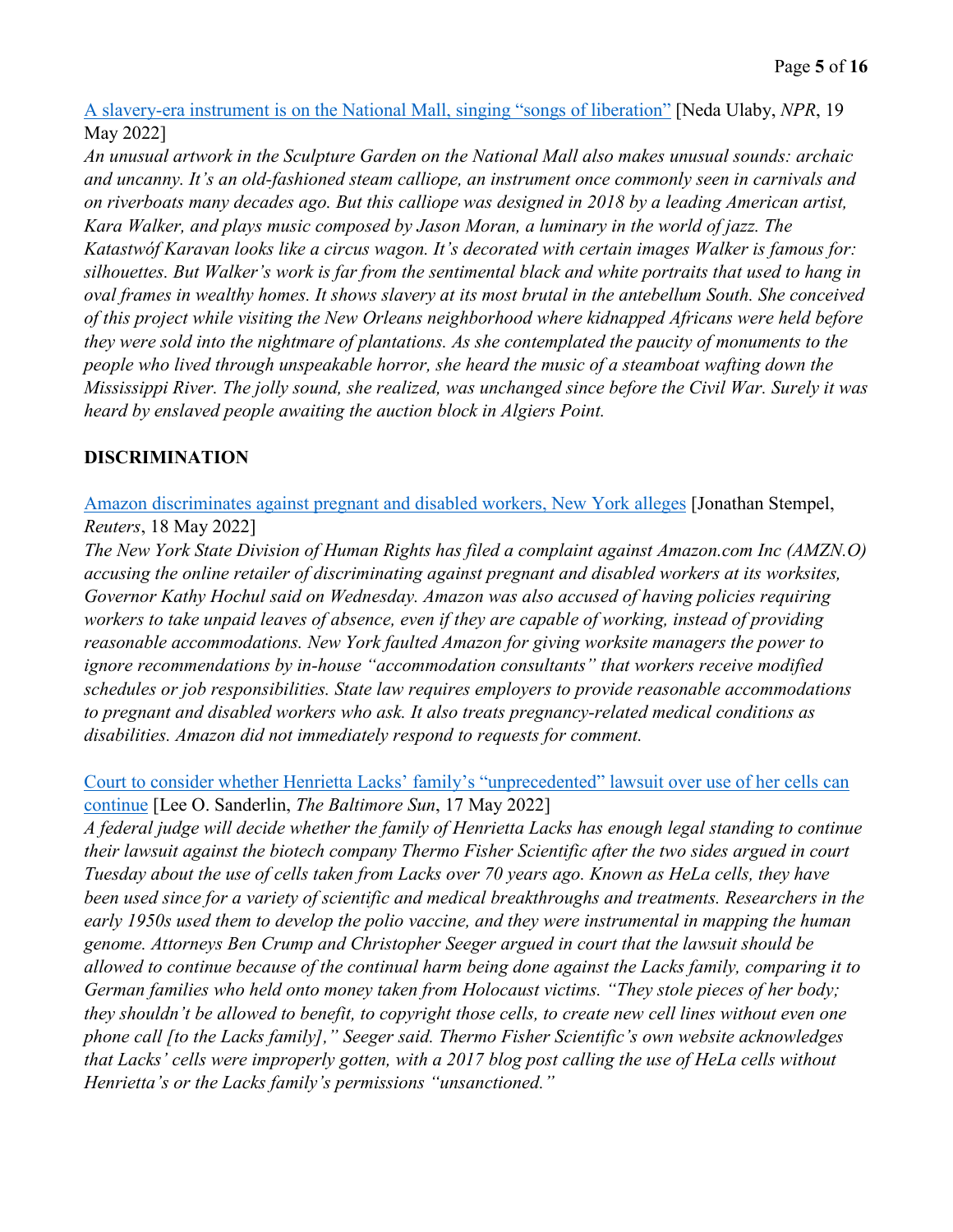A slavery-era instrument is on the National Mall, singing "songs of liberation" [Neda Ulaby, *NPR*, 19 May 2022]

*An unusual artwork in the Sculpture Garden on the National Mall also makes unusual sounds: archaic and uncanny. It's an old-fashioned steam calliope, an instrument once commonly seen in carnivals and on riverboats many decades ago. But this calliope was designed in 2018 by a leading American artist, Kara Walker, and plays music composed by Jason Moran, a luminary in the world of jazz. The Katastwóf Karavan looks like a circus wagon. It's decorated with certain images Walker is famous for: silhouettes. But Walker's work is far from the sentimental black and white portraits that used to hang in oval frames in wealthy homes. It shows slavery at its most brutal in the antebellum South. She conceived of this project while visiting the New Orleans neighborhood where kidnapped Africans were held before they were sold into the nightmare of plantations. As she contemplated the paucity of monuments to the people who lived through unspeakable horror, she heard the music of a steamboat wafting down the Mississippi River. The jolly sound, she realized, was unchanged since before the Civil War. Surely it was heard by enslaved people awaiting the auction block in Algiers Point.*

## DISCRIMINATION

Amazon discriminates against pregnant and disabled workers, New York alleges [Jonathan Stempel, *Reuters*, 18 May 2022]

*The New York State Division of Human Rights has filed a complaint against Amazon.com Inc (AMZN.O) accusing the online retailer of discriminating against pregnant and disabled workers at its worksites, Governor Kathy Hochul said on Wednesday. Amazon was also accused of having policies requiring workers to take unpaid leaves of absence, even if they are capable of working, instead of providing reasonable accommodations. New York faulted Amazon for giving worksite managers the power to ignore recommendations by in-house "accommodation consultants" that workers receive modified schedules or job responsibilities. State law requires employers to provide reasonable accommodations to pregnant and disabled workers who ask. It also treats pregnancy-related medical conditions as disabilities. Amazon did not immediately respond to requests for comment.*

Court to consider whether Henrietta Lacks' family's "unprecedented" lawsuit over use of her cells can continue [Lee O. Sanderlin, *The Baltimore Sun*, 17 May 2022]

*A federal judge will decide whether the family of Henrietta Lacks has enough legal standing to continue their lawsuit against the biotech company Thermo Fisher Scientific after the two sides argued in court Tuesday about the use of cells taken from Lacks over 70 years ago. Known as HeLa cells, they have been used since for a variety of scientific and medical breakthroughs and treatments. Researchers in the early 1950s used them to develop the polio vaccine, and they were instrumental in mapping the human genome. Attorneys Ben Crump and Christopher Seeger argued in court that the lawsuit should be allowed to continue because of the continual harm being done against the Lacks family, comparing it to German families who held onto money taken from Holocaust victims. "They stole pieces of her body; they shouldn't be allowed to benefit, to copyright those cells, to create new cell lines without even one phone call [to the Lacks family]," Seeger said. Thermo Fisher Scientific's own website acknowledges that Lacks' cells were improperly gotten, with a 2017 blog post calling the use of HeLa cells without Henrietta's or the Lacks family's permissions "unsanctioned."*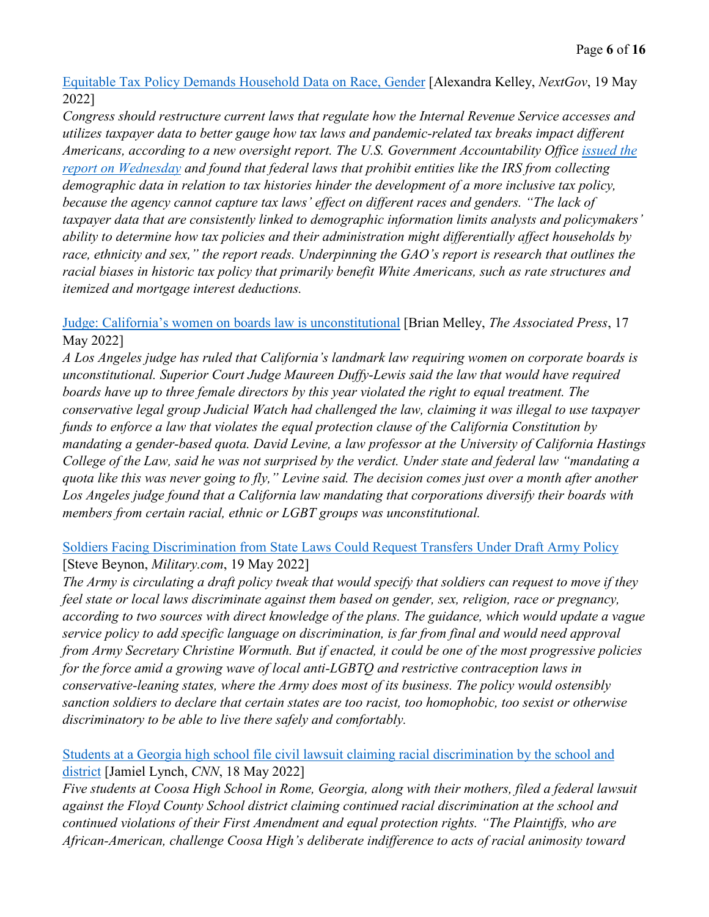[Equitable Tax Policy Demands Household Data on Race, Gender] [Alexandra Kelley, *NextGov*, 19 May 2022]
*Congress should restructure current laws that regulate how the Internal Revenue Service accesses and utilizes taxpayer data to better gauge how tax laws and pandemic-related tax breaks impact different Americans, according to a new oversight report. The U.S. Government Accountability Office [issued the report on Wednesday] and found that federal laws that prohibit entities like the IRS from collecting demographic data in relation to tax histories hinder the development of a more inclusive tax policy, because the agency cannot capture tax laws' effect on different races and genders. "The lack of taxpayer data that are consistently linked to demographic information limits analysts and policymakers' ability to determine how tax policies and their administration might differentially affect households by race, ethnicity and sex," the report reads. Underpinning the GAO's report is research that outlines the racial biases in historic tax policy that primarily benefit White Americans, such as rate structures and itemized and mortgage interest deductions.*

[Judge: California's women on boards law is unconstitutional] [Brian Melley, *The Associated Press*, 17 May 2022]
*A Los Angeles judge has ruled that California's landmark law requiring women on corporate boards is unconstitutional. Superior Court Judge Maureen Duffy-Lewis said the law that would have required boards have up to three female directors by this year violated the right to equal treatment. The conservative legal group Judicial Watch had challenged the law, claiming it was illegal to use taxpayer funds to enforce a law that violates the equal protection clause of the California Constitution by mandating a gender-based quota. David Levine, a law professor at the University of California Hastings College of the Law, said he was not surprised by the verdict. Under state and federal law "mandating a quota like this was never going to fly," Levine said. The decision comes just over a month after another Los Angeles judge found that a California law mandating that corporations diversify their boards with members from certain racial, ethnic or LGBT groups was unconstitutional.*

[Soldiers Facing Discrimination from State Laws Could Request Transfers Under Draft Army Policy] [Steve Beynon, *Military.com*, 19 May 2022]
*The Army is circulating a draft policy tweak that would specify that soldiers can request to move if they feel state or local laws discriminate against them based on gender, sex, religion, race or pregnancy, according to two sources with direct knowledge of the plans. The guidance, which would update a vague service policy to add specific language on discrimination, is far from final and would need approval from Army Secretary Christine Wormuth. But if enacted, it could be one of the most progressive policies for the force amid a growing wave of local anti-LGBTQ and restrictive contraception laws in conservative-leaning states, where the Army does most of its business. The policy would ostensibly sanction soldiers to declare that certain states are too racist, too homophobic, too sexist or otherwise discriminatory to be able to live there safely and comfortably.*

[Students at a Georgia high school file civil lawsuit claiming racial discrimination by the school and district] [Jamiel Lynch, *CNN*, 18 May 2022]
*Five students at Coosa High School in Rome, Georgia, along with their mothers, filed a federal lawsuit against the Floyd County School district claiming continued racial discrimination at the school and continued violations of their First Amendment and equal protection rights. "The Plaintiffs, who are African-American, challenge Coosa High's deliberate indifference to acts of racial animosity toward*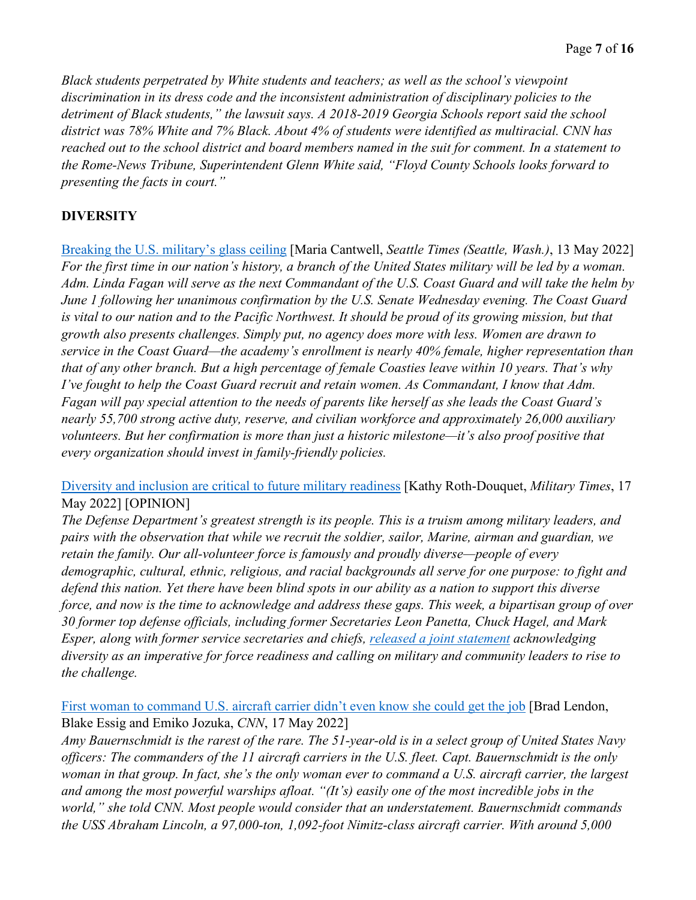*Black students perpetrated by White students and teachers; as well as the school's viewpoint discrimination in its dress code and the inconsistent administration of disciplinary policies to the detriment of Black students," the lawsuit says. A 2018-2019 Georgia Schools report said the school district was 78% White and 7% Black. About 4% of students were identified as multiracial. CNN has reached out to the school district and board members named in the suit for comment. In a statement to the Rome-News Tribune, Superintendent Glenn White said, "Floyd County Schools looks forward to presenting the facts in court."*

## DIVERSITY

Breaking the U.S. military's glass ceiling [Maria Cantwell, *Seattle Times (Seattle, Wash.)*, 13 May 2022]
*For the first time in our nation's history, a branch of the United States military will be led by a woman. Adm. Linda Fagan will serve as the next Commandant of the U.S. Coast Guard and will take the helm by June 1 following her unanimous confirmation by the U.S. Senate Wednesday evening. The Coast Guard is vital to our nation and to the Pacific Northwest. It should be proud of its growing mission, but that growth also presents challenges. Simply put, no agency does more with less. Women are drawn to service in the Coast Guard—the academy's enrollment is nearly 40% female, higher representation than that of any other branch. But a high percentage of female Coasties leave within 10 years. That's why I've fought to help the Coast Guard recruit and retain women. As Commandant, I know that Adm. Fagan will pay special attention to the needs of parents like herself as she leads the Coast Guard's nearly 55,700 strong active duty, reserve, and civilian workforce and approximately 26,000 auxiliary volunteers. But her confirmation is more than just a historic milestone—it's also proof positive that every organization should invest in family-friendly policies.*

Diversity and inclusion are critical to future military readiness [Kathy Roth-Douquet, *Military Times*, 17 May 2022] [OPINION]
*The Defense Department's greatest strength is its people. This is a truism among military leaders, and pairs with the observation that while we recruit the soldier, sailor, Marine, airman and guardian, we retain the family. Our all-volunteer force is famously and proudly diverse—people of every demographic, cultural, ethnic, religious, and racial backgrounds all serve for one purpose: to fight and defend this nation. Yet there have been blind spots in our ability as a nation to support this diverse force, and now is the time to acknowledge and address these gaps. This week, a bipartisan group of over 30 former top defense officials, including former Secretaries Leon Panetta, Chuck Hagel, and Mark Esper, along with former service secretaries and chiefs, released a joint statement acknowledging diversity as an imperative for force readiness and calling on military and community leaders to rise to the challenge.*

First woman to command U.S. aircraft carrier didn't even know she could get the job [Brad Lendon, Blake Essig and Emiko Jozuka, *CNN*, 17 May 2022]
*Amy Bauernschmidt is the rarest of the rare. The 51-year-old is in a select group of United States Navy officers: The commanders of the 11 aircraft carriers in the U.S. fleet. Capt. Bauernschmidt is the only woman in that group. In fact, she's the only woman ever to command a U.S. aircraft carrier, the largest and among the most powerful warships afloat. "(It's) easily one of the most incredible jobs in the world," she told CNN. Most people would consider that an understatement. Bauernschmidt commands the USS Abraham Lincoln, a 97,000-ton, 1,092-foot Nimitz-class aircraft carrier. With around 5,000*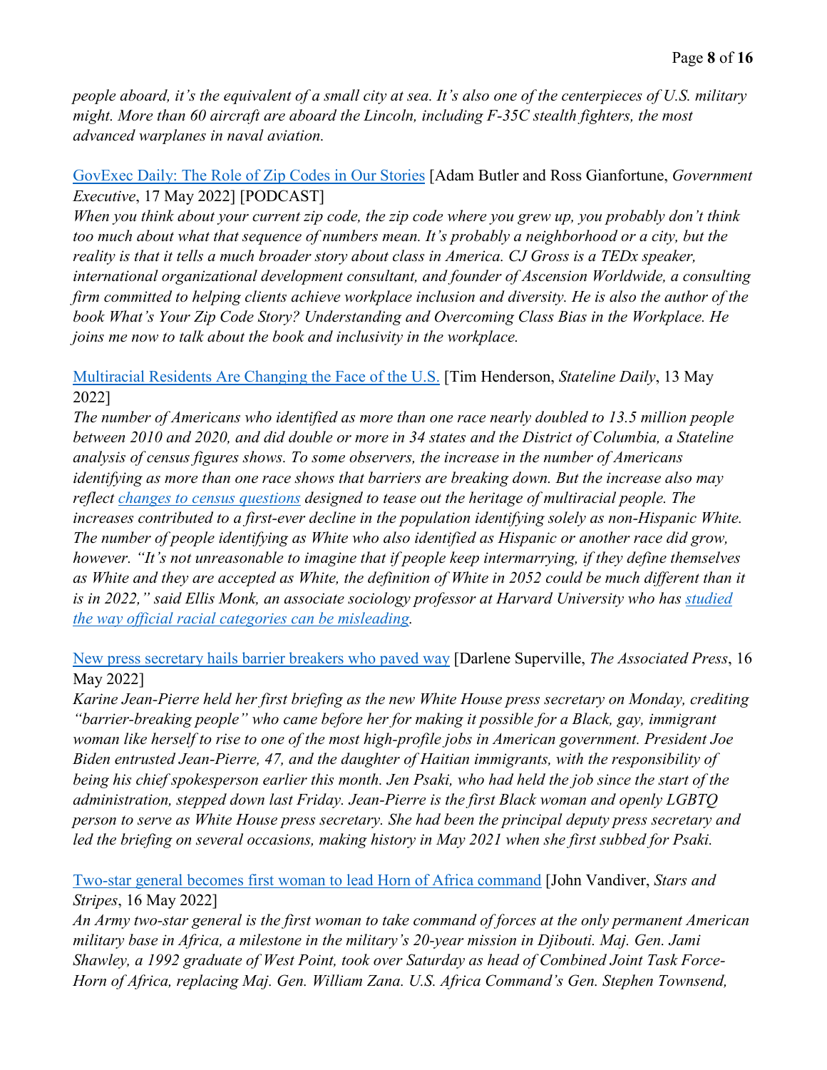*people aboard, it's the equivalent of a small city at sea. It's also one of the centerpieces of U.S. military might. More than 60 aircraft are aboard the Lincoln, including F-35C stealth fighters, the most advanced warplanes in naval aviation.*

[GovExec Daily: The Role of Zip Codes in Our Stories] [Adam Butler and Ross Gianfortune, *Government Executive*, 17 May 2022] [PODCAST]
*When you think about your current zip code, the zip code where you grew up, you probably don't think too much about what that sequence of numbers mean. It's probably a neighborhood or a city, but the reality is that it tells a much broader story about class in America. CJ Gross is a TEDx speaker, international organizational development consultant, and founder of Ascension Worldwide, a consulting firm committed to helping clients achieve workplace inclusion and diversity. He is also the author of the book What's Your Zip Code Story? Understanding and Overcoming Class Bias in the Workplace. He joins me now to talk about the book and inclusivity in the workplace.*

[Multiracial Residents Are Changing the Face of the U.S.] [Tim Henderson, *Stateline Daily*, 13 May 2022]
*The number of Americans who identified as more than one race nearly doubled to 13.5 million people between 2010 and 2020, and did double or more in 34 states and the District of Columbia, a Stateline analysis of census figures shows. To some observers, the increase in the number of Americans identifying as more than one race shows that barriers are breaking down. But the increase also may reflect [changes to census questions] designed to tease out the heritage of multiracial people. The increases contributed to a first-ever decline in the population identifying solely as non-Hispanic White. The number of people identifying as White who also identified as Hispanic or another race did grow, however. "It's not unreasonable to imagine that if people keep intermarrying, if they define themselves as White and they are accepted as White, the definition of White in 2052 could be much different than it is in 2022," said Ellis Monk, an associate sociology professor at Harvard University who has [studied the way official racial categories can be misleading].*

[New press secretary hails barrier breakers who paved way] [Darlene Superville, *The Associated Press*, 16 May 2022]
*Karine Jean-Pierre held her first briefing as the new White House press secretary on Monday, crediting "barrier-breaking people" who came before her for making it possible for a Black, gay, immigrant woman like herself to rise to one of the most high-profile jobs in American government. President Joe Biden entrusted Jean-Pierre, 47, and the daughter of Haitian immigrants, with the responsibility of being his chief spokesperson earlier this month. Jen Psaki, who had held the job since the start of the administration, stepped down last Friday. Jean-Pierre is the first Black woman and openly LGBTQ person to serve as White House press secretary. She had been the principal deputy press secretary and led the briefing on several occasions, making history in May 2021 when she first subbed for Psaki.*

[Two-star general becomes first woman to lead Horn of Africa command] [John Vandiver, *Stars and Stripes*, 16 May 2022]
*An Army two-star general is the first woman to take command of forces at the only permanent American military base in Africa, a milestone in the military's 20-year mission in Djibouti. Maj. Gen. Jami Shawley, a 1992 graduate of West Point, took over Saturday as head of Combined Joint Task Force-Horn of Africa, replacing Maj. Gen. William Zana. U.S. Africa Command's Gen. Stephen Townsend,*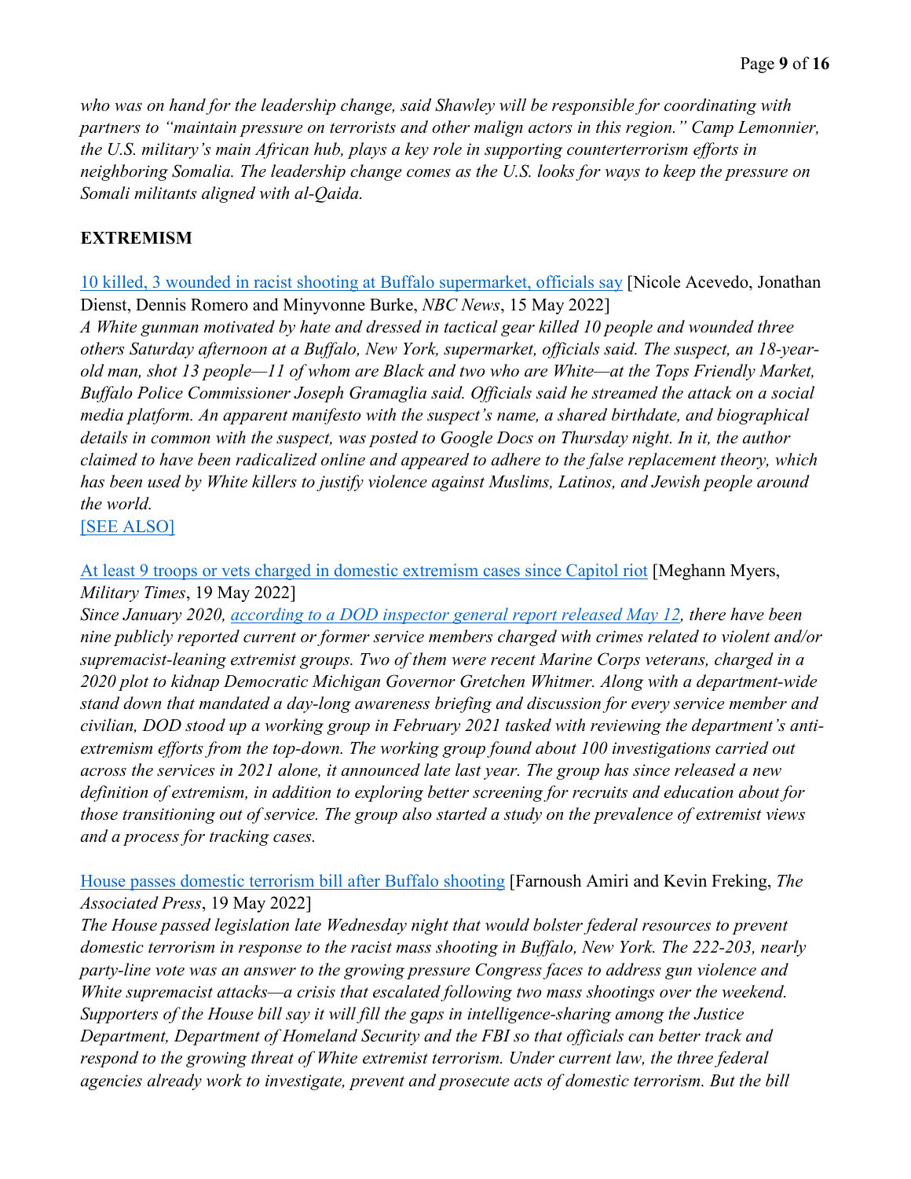*who was on hand for the leadership change, said Shawley will be responsible for coordinating with partners to "maintain pressure on terrorists and other malign actors in this region." Camp Lemonnier, the U.S. military's main African hub, plays a key role in supporting counterterrorism efforts in neighboring Somalia. The leadership change comes as the U.S. looks for ways to keep the pressure on Somali militants aligned with al-Qaida.*

## EXTREMISM

10 killed, 3 wounded in racist shooting at Buffalo supermarket, officials say [Nicole Acevedo, Jonathan Dienst, Dennis Romero and Minyvonne Burke, *NBC News*, 15 May 2022]
*A White gunman motivated by hate and dressed in tactical gear killed 10 people and wounded three others Saturday afternoon at a Buffalo, New York, supermarket, officials said. The suspect, an 18-year-old man, shot 13 people—11 of whom are Black and two who are White—at the Tops Friendly Market, Buffalo Police Commissioner Joseph Gramaglia said. Officials said he streamed the attack on a social media platform. An apparent manifesto with the suspect's name, a shared birthdate, and biographical details in common with the suspect, was posted to Google Docs on Thursday night. In it, the author claimed to have been radicalized online and appeared to adhere to the false replacement theory, which has been used by White killers to justify violence against Muslims, Latinos, and Jewish people around the world.*
[SEE ALSO]

At least 9 troops or vets charged in domestic extremism cases since Capitol riot [Meghann Myers, *Military Times*, 19 May 2022]
*Since January 2020, according to a DOD inspector general report released May 12, there have been nine publicly reported current or former service members charged with crimes related to violent and/or supremacist-leaning extremist groups. Two of them were recent Marine Corps veterans, charged in a 2020 plot to kidnap Democratic Michigan Governor Gretchen Whitmer. Along with a department-wide stand down that mandated a day-long awareness briefing and discussion for every service member and civilian, DOD stood up a working group in February 2021 tasked with reviewing the department's anti-extremism efforts from the top-down. The working group found about 100 investigations carried out across the services in 2021 alone, it announced late last year. The group has since released a new definition of extremism, in addition to exploring better screening for recruits and education about for those transitioning out of service. The group also started a study on the prevalence of extremist views and a process for tracking cases.*

House passes domestic terrorism bill after Buffalo shooting [Farnoush Amiri and Kevin Freking, *The Associated Press*, 19 May 2022]
*The House passed legislation late Wednesday night that would bolster federal resources to prevent domestic terrorism in response to the racist mass shooting in Buffalo, New York. The 222-203, nearly party-line vote was an answer to the growing pressure Congress faces to address gun violence and White supremacist attacks—a crisis that escalated following two mass shootings over the weekend. Supporters of the House bill say it will fill the gaps in intelligence-sharing among the Justice Department, Department of Homeland Security and the FBI so that officials can better track and respond to the growing threat of White extremist terrorism. Under current law, the three federal agencies already work to investigate, prevent and prosecute acts of domestic terrorism. But the bill*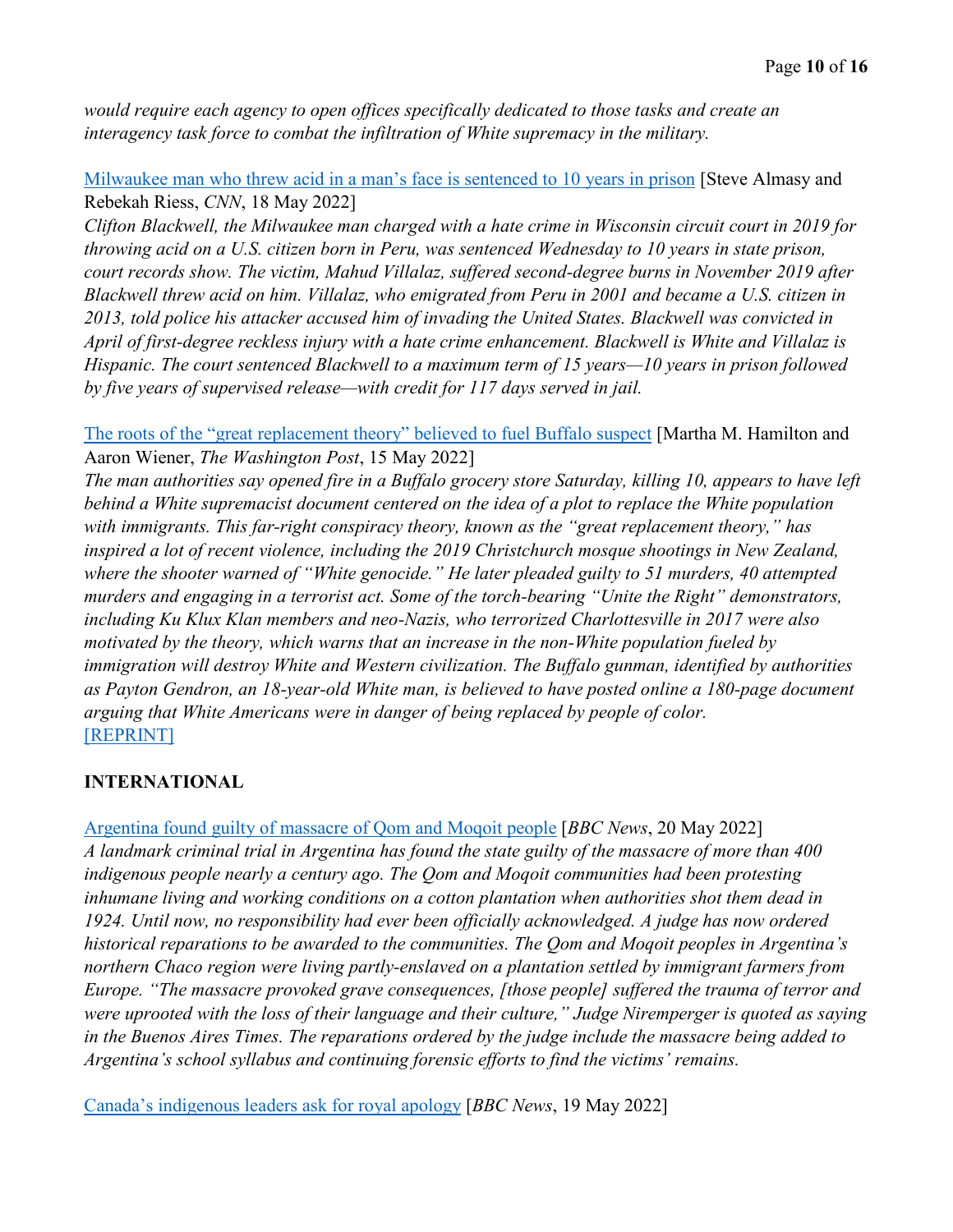*would require each agency to open offices specifically dedicated to those tasks and create an interagency task force to combat the infiltration of White supremacy in the military.*

Milwaukee man who threw acid in a man's face is sentenced to 10 years in prison [Steve Almasy and Rebekah Riess, *CNN*, 18 May 2022]
*Clifton Blackwell, the Milwaukee man charged with a hate crime in Wisconsin circuit court in 2019 for throwing acid on a U.S. citizen born in Peru, was sentenced Wednesday to 10 years in state prison, court records show. The victim, Mahud Villalaz, suffered second-degree burns in November 2019 after Blackwell threw acid on him. Villalaz, who emigrated from Peru in 2001 and became a U.S. citizen in 2013, told police his attacker accused him of invading the United States. Blackwell was convicted in April of first-degree reckless injury with a hate crime enhancement. Blackwell is White and Villalaz is Hispanic. The court sentenced Blackwell to a maximum term of 15 years—10 years in prison followed by five years of supervised release—with credit for 117 days served in jail.*

The roots of the "great replacement theory" believed to fuel Buffalo suspect [Martha M. Hamilton and Aaron Wiener, *The Washington Post*, 15 May 2022]
*The man authorities say opened fire in a Buffalo grocery store Saturday, killing 10, appears to have left behind a White supremacist document centered on the idea of a plot to replace the White population with immigrants. This far-right conspiracy theory, known as the "great replacement theory," has inspired a lot of recent violence, including the 2019 Christchurch mosque shootings in New Zealand, where the shooter warned of "White genocide." He later pleaded guilty to 51 murders, 40 attempted murders and engaging in a terrorist act. Some of the torch-bearing "Unite the Right" demonstrators, including Ku Klux Klan members and neo-Nazis, who terrorized Charlottesville in 2017 were also motivated by the theory, which warns that an increase in the non-White population fueled by immigration will destroy White and Western civilization. The Buffalo gunman, identified by authorities as Payton Gendron, an 18-year-old White man, is believed to have posted online a 180-page document arguing that White Americans were in danger of being replaced by people of color.*
[REPRINT]

**INTERNATIONAL**

Argentina found guilty of massacre of Qom and Moqoit people [*BBC News*, 20 May 2022]
*A landmark criminal trial in Argentina has found the state guilty of the massacre of more than 400 indigenous people nearly a century ago. The Qom and Moqoit communities had been protesting inhumane living and working conditions on a cotton plantation when authorities shot them dead in 1924. Until now, no responsibility had ever been officially acknowledged. A judge has now ordered historical reparations to be awarded to the communities. The Qom and Moqoit peoples in Argentina's northern Chaco region were living partly-enslaved on a plantation settled by immigrant farmers from Europe. "The massacre provoked grave consequences, [those people] suffered the trauma of terror and were uprooted with the loss of their language and their culture," Judge Niremperger is quoted as saying in the Buenos Aires Times. The reparations ordered by the judge include the massacre being added to Argentina's school syllabus and continuing forensic efforts to find the victims' remains.*

Canada's indigenous leaders ask for royal apology [*BBC News*, 19 May 2022]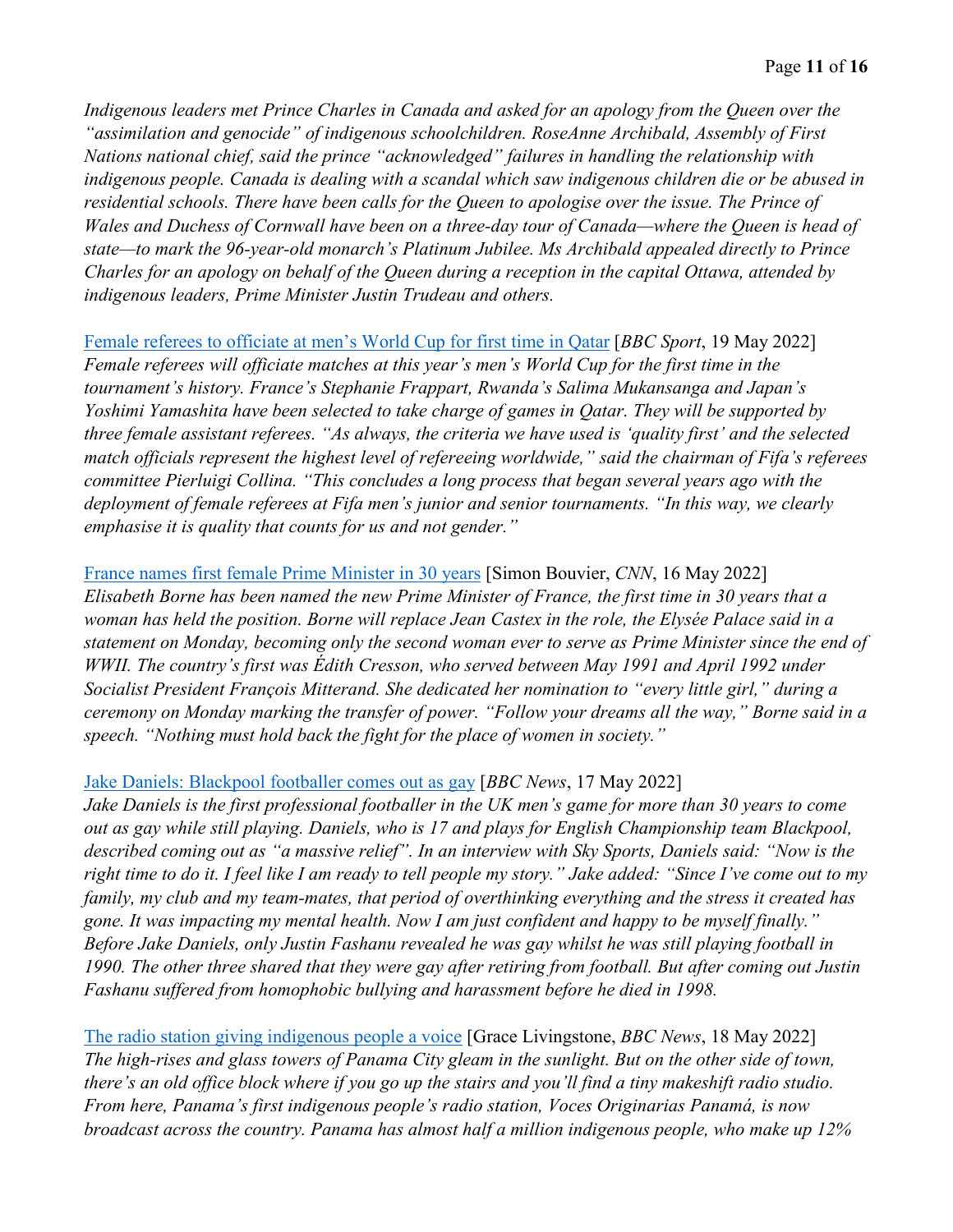*Indigenous leaders met Prince Charles in Canada and asked for an apology from the Queen over the "assimilation and genocide" of indigenous schoolchildren. RoseAnne Archibald, Assembly of First Nations national chief, said the prince "acknowledged" failures in handling the relationship with indigenous people. Canada is dealing with a scandal which saw indigenous children die or be abused in residential schools. There have been calls for the Queen to apologise over the issue. The Prince of Wales and Duchess of Cornwall have been on a three-day tour of Canada—where the Queen is head of state—to mark the 96-year-old monarch's Platinum Jubilee. Ms Archibald appealed directly to Prince Charles for an apology on behalf of the Queen during a reception in the capital Ottawa, attended by indigenous leaders, Prime Minister Justin Trudeau and others.*

[Female referees to officiate at men's World Cup for first time in Qatar] [*BBC Sport*, 19 May 2022]
*Female referees will officiate matches at this year's men's World Cup for the first time in the tournament's history. France's Stephanie Frappart, Rwanda's Salima Mukansanga and Japan's Yoshimi Yamashita have been selected to take charge of games in Qatar. They will be supported by three female assistant referees. "As always, the criteria we have used is 'quality first' and the selected match officials represent the highest level of refereeing worldwide," said the chairman of Fifa's referees committee Pierluigi Collina. "This concludes a long process that began several years ago with the deployment of female referees at Fifa men's junior and senior tournaments. "In this way, we clearly emphasise it is quality that counts for us and not gender."*

[France names first female Prime Minister in 30 years] [Simon Bouvier, *CNN*, 16 May 2022]
*Elisabeth Borne has been named the new Prime Minister of France, the first time in 30 years that a woman has held the position. Borne will replace Jean Castex in the role, the Elysée Palace said in a statement on Monday, becoming only the second woman ever to serve as Prime Minister since the end of WWII. The country's first was Édith Cresson, who served between May 1991 and April 1992 under Socialist President François Mitterand. She dedicated her nomination to "every little girl," during a ceremony on Monday marking the transfer of power. "Follow your dreams all the way," Borne said in a speech. "Nothing must hold back the fight for the place of women in society."*

[Jake Daniels: Blackpool footballer comes out as gay] [*BBC News*, 17 May 2022]
*Jake Daniels is the first professional footballer in the UK men's game for more than 30 years to come out as gay while still playing. Daniels, who is 17 and plays for English Championship team Blackpool, described coming out as "a massive relief". In an interview with Sky Sports, Daniels said: "Now is the right time to do it. I feel like I am ready to tell people my story." Jake added: "Since I've come out to my family, my club and my team-mates, that period of overthinking everything and the stress it created has gone. It was impacting my mental health. Now I am just confident and happy to be myself finally." Before Jake Daniels, only Justin Fashanu revealed he was gay whilst he was still playing football in 1990. The other three shared that they were gay after retiring from football. But after coming out Justin Fashanu suffered from homophobic bullying and harassment before he died in 1998.*

[The radio station giving indigenous people a voice] [Grace Livingstone, *BBC News*, 18 May 2022]
*The high-rises and glass towers of Panama City gleam in the sunlight. But on the other side of town, there's an old office block where if you go up the stairs and you'll find a tiny makeshift radio studio. From here, Panama's first indigenous people's radio station, Voces Originarias Panamá, is now broadcast across the country. Panama has almost half a million indigenous people, who make up 12%*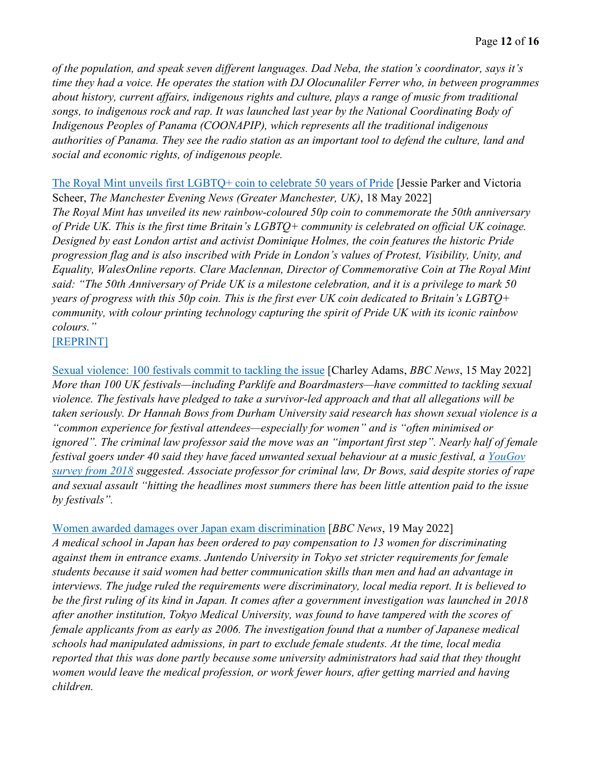*of the population, and speak seven different languages. Dad Neba, the station's coordinator, says it's time they had a voice. He operates the station with DJ Olocunaliler Ferrer who, in between programmes about history, current affairs, indigenous rights and culture, plays a range of music from traditional songs, to indigenous rock and rap. It was launched last year by the National Coordinating Body of Indigenous Peoples of Panama (COONAPIP), which represents all the traditional indigenous authorities of Panama. They see the radio station as an important tool to defend the culture, land and social and economic rights, of indigenous people.*

The Royal Mint unveils first LGBTQ+ coin to celebrate 50 years of Pride [Jessie Parker and Victoria Scheer, *The Manchester Evening News (Greater Manchester, UK)*, 18 May 2022]
*The Royal Mint has unveiled its new rainbow-coloured 50p coin to commemorate the 50th anniversary of Pride UK. This is the first time Britain's LGBTQ+ community is celebrated on official UK coinage. Designed by east London artist and activist Dominique Holmes, the coin features the historic Pride progression flag and is also inscribed with Pride in London's values of Protest, Visibility, Unity, and Equality, WalesOnline reports. Clare Maclennan, Director of Commemorative Coin at The Royal Mint said: "The 50th Anniversary of Pride UK is a milestone celebration, and it is a privilege to mark 50 years of progress with this 50p coin. This is the first ever UK coin dedicated to Britain's LGBTQ+ community, with colour printing technology capturing the spirit of Pride UK with its iconic rainbow colours."*
[REPRINT]

Sexual violence: 100 festivals commit to tackling the issue [Charley Adams, *BBC News*, 15 May 2022]
*More than 100 UK festivals—including Parklife and Boardmasters—have committed to tackling sexual violence. The festivals have pledged to take a survivor-led approach and that all allegations will be taken seriously. Dr Hannah Bows from Durham University said research has shown sexual violence is a "common experience for festival attendees—especially for women" and is "often minimised or ignored". The criminal law professor said the move was an "important first step". Nearly half of female festival goers under 40 said they have faced unwanted sexual behaviour at a music festival, a YouGov survey from 2018 suggested. Associate professor for criminal law, Dr Bows, said despite stories of rape and sexual assault "hitting the headlines most summers there has been little attention paid to the issue by festivals".*

Women awarded damages over Japan exam discrimination [*BBC News*, 19 May 2022]
*A medical school in Japan has been ordered to pay compensation to 13 women for discriminating against them in entrance exams. Juntendo University in Tokyo set stricter requirements for female students because it said women had better communication skills than men and had an advantage in interviews. The judge ruled the requirements were discriminatory, local media report. It is believed to be the first ruling of its kind in Japan. It comes after a government investigation was launched in 2018 after another institution, Tokyo Medical University, was found to have tampered with the scores of female applicants from as early as 2006. The investigation found that a number of Japanese medical schools had manipulated admissions, in part to exclude female students. At the time, local media reported that this was done partly because some university administrators had said that they thought women would leave the medical profession, or work fewer hours, after getting married and having children.*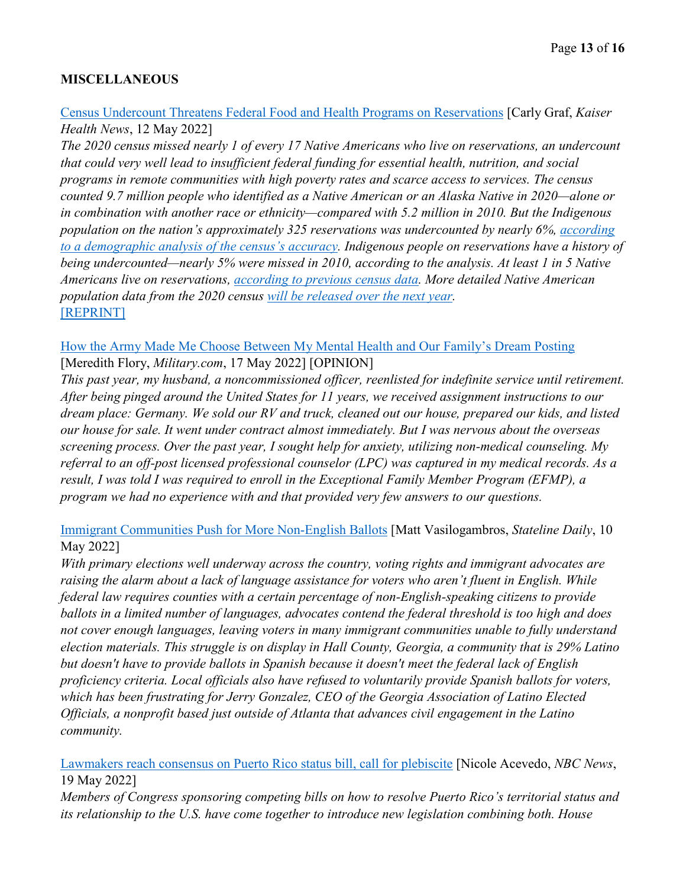**MISCELLANEOUS**

[Census Undercount Threatens Federal Food and Health Programs on Reservations] [Carly Graf, *Kaiser Health News*, 12 May 2022]

*The 2020 census missed nearly 1 of every 17 Native Americans who live on reservations, an undercount that could very well lead to insufficient federal funding for essential health, nutrition, and social programs in remote communities with high poverty rates and scarce access to services. The census counted 9.7 million people who identified as a Native American or an Alaska Native in 2020—alone or in combination with another race or ethnicity—compared with 5.2 million in 2010. But the Indigenous population on the nation's approximately 325 reservations was undercounted by nearly 6%, according to a demographic analysis of the census's accuracy. Indigenous people on reservations have a history of being undercounted—nearly 5% were missed in 2010, according to the analysis. At least 1 in 5 Native Americans live on reservations, according to previous census data. More detailed Native American population data from the 2020 census will be released over the next year.*

[REPRINT]

[How the Army Made Me Choose Between My Mental Health and Our Family's Dream Posting] [Meredith Flory, *Military.com*, 17 May 2022] [OPINION]

*This past year, my husband, a noncommissioned officer, reenlisted for indefinite service until retirement. After being pinged around the United States for 11 years, we received assignment instructions to our dream place: Germany. We sold our RV and truck, cleaned out our house, prepared our kids, and listed our house for sale. It went under contract almost immediately. But I was nervous about the overseas screening process. Over the past year, I sought help for anxiety, utilizing non-medical counseling. My referral to an off-post licensed professional counselor (LPC) was captured in my medical records. As a result, I was told I was required to enroll in the Exceptional Family Member Program (EFMP), a program we had no experience with and that provided very few answers to our questions.*

[Immigrant Communities Push for More Non-English Ballots] [Matt Vasilogambros, *Stateline Daily*, 10 May 2022]

*With primary elections well underway across the country, voting rights and immigrant advocates are raising the alarm about a lack of language assistance for voters who aren't fluent in English. While federal law requires counties with a certain percentage of non-English-speaking citizens to provide ballots in a limited number of languages, advocates contend the federal threshold is too high and does not cover enough languages, leaving voters in many immigrant communities unable to fully understand election materials. This struggle is on display in Hall County, Georgia, a community that is 29% Latino but doesn't have to provide ballots in Spanish because it doesn't meet the federal lack of English proficiency criteria. Local officials also have refused to voluntarily provide Spanish ballots for voters, which has been frustrating for Jerry Gonzalez, CEO of the Georgia Association of Latino Elected Officials, a nonprofit based just outside of Atlanta that advances civil engagement in the Latino community.*

[Lawmakers reach consensus on Puerto Rico status bill, call for plebiscite] [Nicole Acevedo, *NBC News*, 19 May 2022]

*Members of Congress sponsoring competing bills on how to resolve Puerto Rico's territorial status and its relationship to the U.S. have come together to introduce new legislation combining both. House*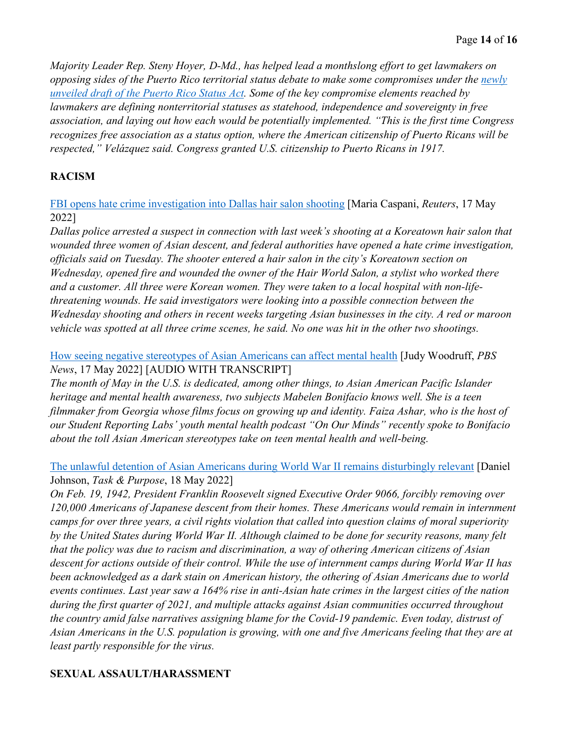*Majority Leader Rep. Steny Hoyer, D-Md., has helped lead a monthslong effort to get lawmakers on opposing sides of the Puerto Rico territorial status debate to make some compromises under the [newly unveiled draft of the Puerto Rico Status Act](). Some of the key compromise elements reached by lawmakers are defining nonterritorial statuses as statehood, independence and sovereignty in free association, and laying out how each would be potentially implemented. "This is the first time Congress recognizes free association as a status option, where the American citizenship of Puerto Ricans will be respected," Velázquez said. Congress granted U.S. citizenship to Puerto Ricans in 1917.*

## RACISM

[FBI opens hate crime investigation into Dallas hair salon shooting]() [Maria Caspani, *Reuters*, 17 May 2022]
*Dallas police arrested a suspect in connection with last week's shooting at a Koreatown hair salon that wounded three women of Asian descent, and federal authorities have opened a hate crime investigation, officials said on Tuesday. The shooter entered a hair salon in the city's Koreatown section on Wednesday, opened fire and wounded the owner of the Hair World Salon, a stylist who worked there and a customer. All three were Korean women. They were taken to a local hospital with non-life-threatening wounds. He said investigators were looking into a possible connection between the Wednesday shooting and others in recent weeks targeting Asian businesses in the city. A red or maroon vehicle was spotted at all three crime scenes, he said. No one was hit in the other two shootings.*

[How seeing negative stereotypes of Asian Americans can affect mental health]() [Judy Woodruff, *PBS News*, 17 May 2022] [AUDIO WITH TRANSCRIPT]
*The month of May in the U.S. is dedicated, among other things, to Asian American Pacific Islander heritage and mental health awareness, two subjects Mabelen Bonifacio knows well. She is a teen filmmaker from Georgia whose films focus on growing up and identity. Faiza Ashar, who is the host of our Student Reporting Labs' youth mental health podcast "On Our Minds" recently spoke to Bonifacio about the toll Asian American stereotypes take on teen mental health and well-being.*

[The unlawful detention of Asian Americans during World War II remains disturbingly relevant]() [Daniel Johnson, *Task & Purpose*, 18 May 2022]
*On Feb. 19, 1942, President Franklin Roosevelt signed Executive Order 9066, forcibly removing over 120,000 Americans of Japanese descent from their homes. These Americans would remain in internment camps for over three years, a civil rights violation that called into question claims of moral superiority by the United States during World War II. Although claimed to be done for security reasons, many felt that the policy was due to racism and discrimination, a way of othering American citizens of Asian descent for actions outside of their control. While the use of internment camps during World War II has been acknowledged as a dark stain on American history, the othering of Asian Americans due to world events continues. Last year saw a 164% rise in anti-Asian hate crimes in the largest cities of the nation during the first quarter of 2021, and multiple attacks against Asian communities occurred throughout the country amid false narratives assigning blame for the Covid-19 pandemic. Even today, distrust of Asian Americans in the U.S. population is growing, with one and five Americans feeling that they are at least partly responsible for the virus.*

## SEXUAL ASSAULT/HARASSMENT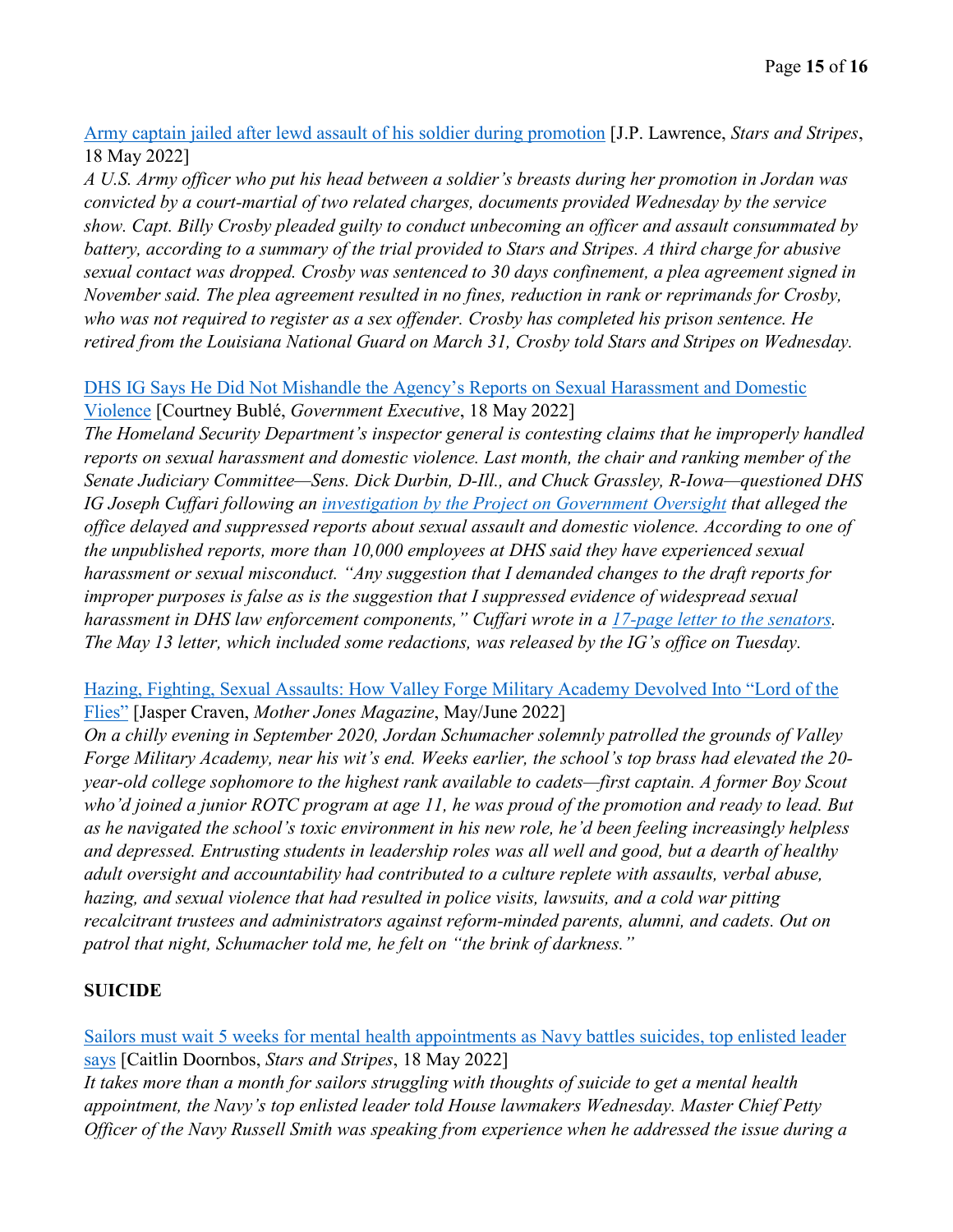[Army captain jailed after lewd assault of his soldier during promotion] [J.P. Lawrence, *Stars and Stripes*, 18 May 2022]
*A U.S. Army officer who put his head between a soldier's breasts during her promotion in Jordan was convicted by a court-martial of two related charges, documents provided Wednesday by the service show. Capt. Billy Crosby pleaded guilty to conduct unbecoming an officer and assault consummated by battery, according to a summary of the trial provided to Stars and Stripes. A third charge for abusive sexual contact was dropped. Crosby was sentenced to 30 days confinement, a plea agreement signed in November said. The plea agreement resulted in no fines, reduction in rank or reprimands for Crosby, who was not required to register as a sex offender. Crosby has completed his prison sentence. He retired from the Louisiana National Guard on March 31, Crosby told Stars and Stripes on Wednesday.*

[DHS IG Says He Did Not Mishandle the Agency's Reports on Sexual Harassment and Domestic Violence] [Courtney Bublé, *Government Executive*, 18 May 2022]
*The Homeland Security Department's inspector general is contesting claims that he improperly handled reports on sexual harassment and domestic violence. Last month, the chair and ranking member of the Senate Judiciary Committee—Sens. Dick Durbin, D-Ill., and Chuck Grassley, R-Iowa—questioned DHS IG Joseph Cuffari following an [investigation by the Project on Government Oversight] that alleged the office delayed and suppressed reports about sexual assault and domestic violence. According to one of the unpublished reports, more than 10,000 employees at DHS said they have experienced sexual harassment or sexual misconduct. "Any suggestion that I demanded changes to the draft reports for improper purposes is false as is the suggestion that I suppressed evidence of widespread sexual harassment in DHS law enforcement components," Cuffari wrote in a [17-page letter to the senators]. The May 13 letter, which included some redactions, was released by the IG's office on Tuesday.*

[Hazing, Fighting, Sexual Assaults: How Valley Forge Military Academy Devolved Into "Lord of the Flies"] [Jasper Craven, *Mother Jones Magazine*, May/June 2022]
*On a chilly evening in September 2020, Jordan Schumacher solemnly patrolled the grounds of Valley Forge Military Academy, near his wit's end. Weeks earlier, the school's top brass had elevated the 20-year-old college sophomore to the highest rank available to cadets—first captain. A former Boy Scout who'd joined a junior ROTC program at age 11, he was proud of the promotion and ready to lead. But as he navigated the school's toxic environment in his new role, he'd been feeling increasingly helpless and depressed. Entrusting students in leadership roles was all well and good, but a dearth of healthy adult oversight and accountability had contributed to a culture replete with assaults, verbal abuse, hazing, and sexual violence that had resulted in police visits, lawsuits, and a cold war pitting recalcitrant trustees and administrators against reform-minded parents, alumni, and cadets. Out on patrol that night, Schumacher told me, he felt on "the brink of darkness."*

## SUICIDE

[Sailors must wait 5 weeks for mental health appointments as Navy battles suicides, top enlisted leader says] [Caitlin Doornbos, *Stars and Stripes*, 18 May 2022]
*It takes more than a month for sailors struggling with thoughts of suicide to get a mental health appointment, the Navy's top enlisted leader told House lawmakers Wednesday. Master Chief Petty Officer of the Navy Russell Smith was speaking from experience when he addressed the issue during a*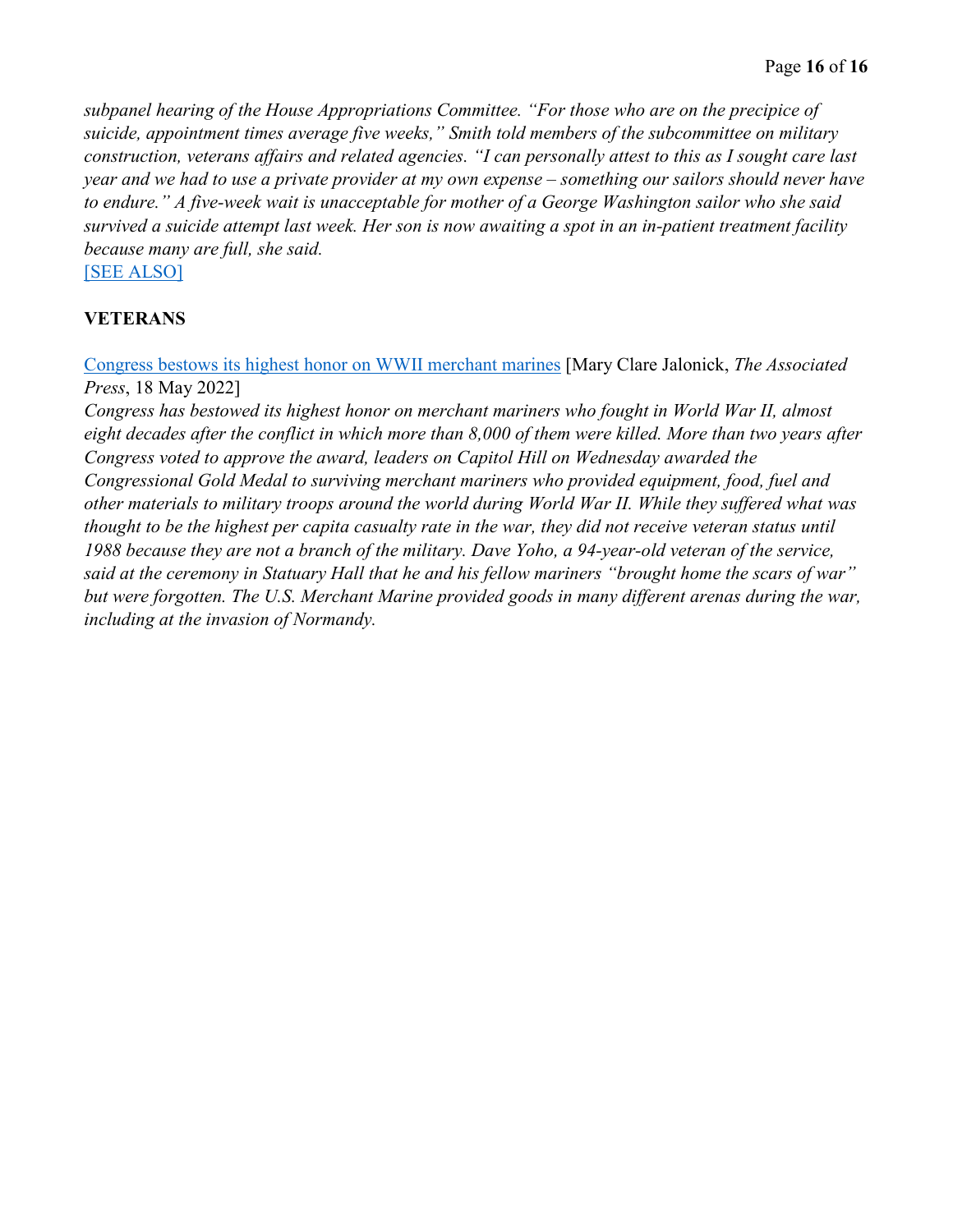*subpanel hearing of the House Appropriations Committee. "For those who are on the precipice of suicide, appointment times average five weeks," Smith told members of the subcommittee on military construction, veterans affairs and related agencies. "I can personally attest to this as I sought care last year and we had to use a private provider at my own expense – something our sailors should never have to endure." A five-week wait is unacceptable for mother of a George Washington sailor who she said survived a suicide attempt last week. Her son is now awaiting a spot in an in-patient treatment facility because many are full, she said.*
[SEE ALSO]

**VETERANS**

Congress bestows its highest honor on WWII merchant marines [Mary Clare Jalonick, *The Associated Press*, 18 May 2022]
*Congress has bestowed its highest honor on merchant mariners who fought in World War II, almost eight decades after the conflict in which more than 8,000 of them were killed. More than two years after Congress voted to approve the award, leaders on Capitol Hill on Wednesday awarded the Congressional Gold Medal to surviving merchant mariners who provided equipment, food, fuel and other materials to military troops around the world during World War II. While they suffered what was thought to be the highest per capita casualty rate in the war, they did not receive veteran status until 1988 because they are not a branch of the military. Dave Yoho, a 94-year-old veteran of the service, said at the ceremony in Statuary Hall that he and his fellow mariners "brought home the scars of war" but were forgotten. The U.S. Merchant Marine provided goods in many different arenas during the war, including at the invasion of Normandy.*